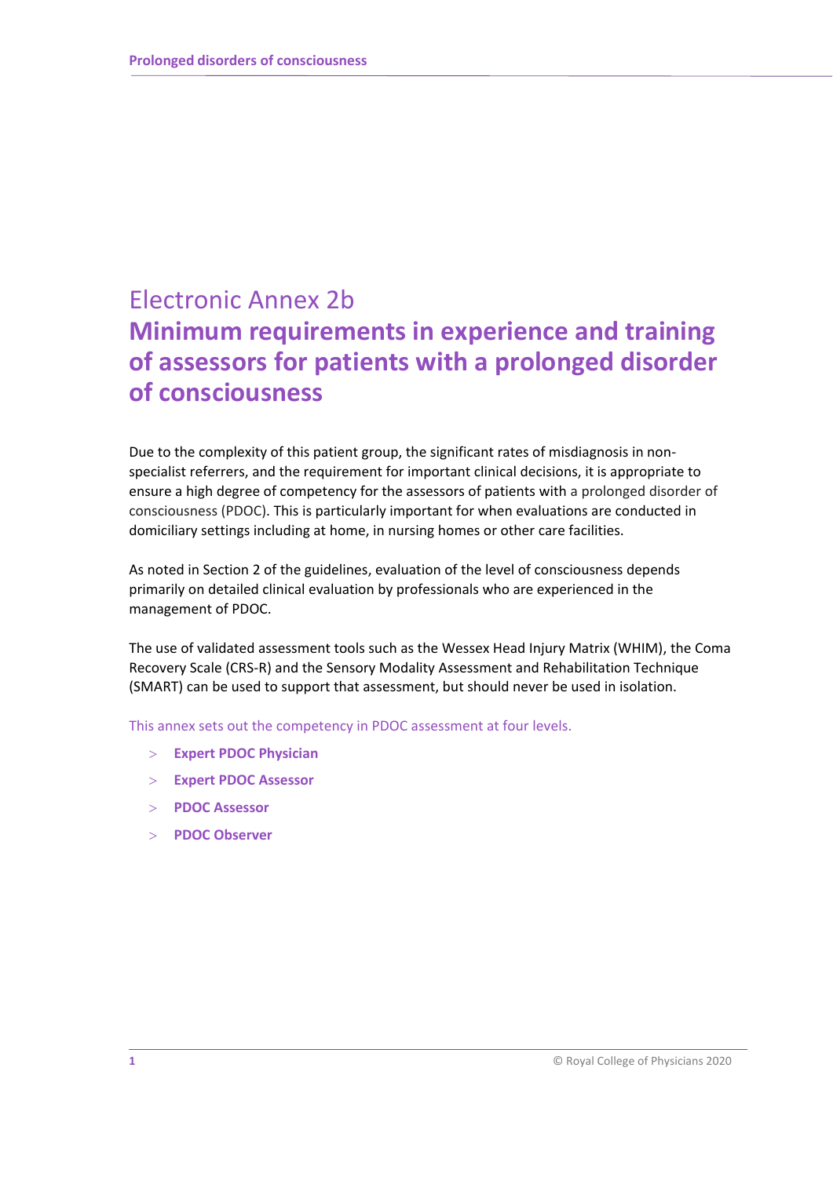# Electronic Annex 2b

# Minimum requirements in experience and training of assessors for patients with a prolonged disorder of consciousness

Due to the complexity of this patient group, the significant rates of misdiagnosis in non-specialist referrers, and the requirement for important clinical decisions, it is appropriate to ensure a high degree of competency for the assessors of patients with a prolonged disorder of consciousness (PDOC). This is particularly important for when evaluations are conducted in domiciliary settings including at home, in nursing homes or other care facilities.

As noted in Section 2 of the guidelines, evaluation of the level of consciousness depends primarily on detailed clinical evaluation by professionals who are experienced in the management of PDOC.

The use of validated assessment tools such as the Wessex Head Injury Matrix (WHIM), the Coma Recovery Scale (CRS-R) and the Sensory Modality Assessment and Rehabilitation Technique (SMART) can be used to support that assessment, but should never be used in isolation.

This annex sets out the competency in PDOC assessment at four levels.

- **Expert PDOC Physician**
- **Expert PDOC Assessor**
- **PDOC Assessor**
- **PDOC Observer**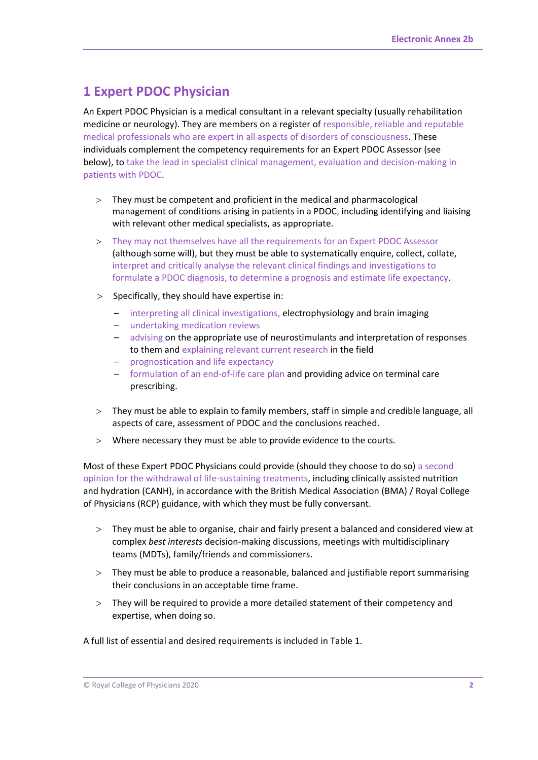## 1 Expert PDOC Physician

An Expert PDOC Physician is a medical consultant in a relevant specialty (usually rehabilitation medicine or neurology). They are members on a register of responsible, reliable and reputable medical professionals who are expert in all aspects of disorders of consciousness. These individuals complement the competency requirements for an Expert PDOC Assessor (see below), to take the lead in specialist clinical management, evaluation and decision-making in patients with PDOC.

- They must be competent and proficient in the medical and pharmacological management of conditions arising in patients in a PDOC, including identifying and liaising with relevant other medical specialists, as appropriate.
- They may not themselves have all the requirements for an Expert PDOC Assessor (although some will), but they must be able to systematically enquire, collect, collate, interpret and critically analyse the relevant clinical findings and investigations to formulate a PDOC diagnosis, to determine a prognosis and estimate life expectancy.
- Specifically, they should have expertise in:
  - interpreting all clinical investigations, electrophysiology and brain imaging
  - undertaking medication reviews
  - advising on the appropriate use of neurostimulants and interpretation of responses to them and explaining relevant current research in the field
  - prognostication and life expectancy
  - formulation of an end-of-life care plan and providing advice on terminal care prescribing.
- They must be able to explain to family members, staff in simple and credible language, all aspects of care, assessment of PDOC and the conclusions reached.
- Where necessary they must be able to provide evidence to the courts.

Most of these Expert PDOC Physicians could provide (should they choose to do so) a second opinion for the withdrawal of life-sustaining treatments, including clinically assisted nutrition and hydration (CANH), in accordance with the British Medical Association (BMA) / Royal College of Physicians (RCP) guidance, with which they must be fully conversant.

- They must be able to organise, chair and fairly present a balanced and considered view at complex *best interests* decision-making discussions, meetings with multidisciplinary teams (MDTs), family/friends and commissioners.
- They must be able to produce a reasonable, balanced and justifiable report summarising their conclusions in an acceptable time frame.
- They will be required to provide a more detailed statement of their competency and expertise, when doing so.

A full list of essential and desired requirements is included in Table 1.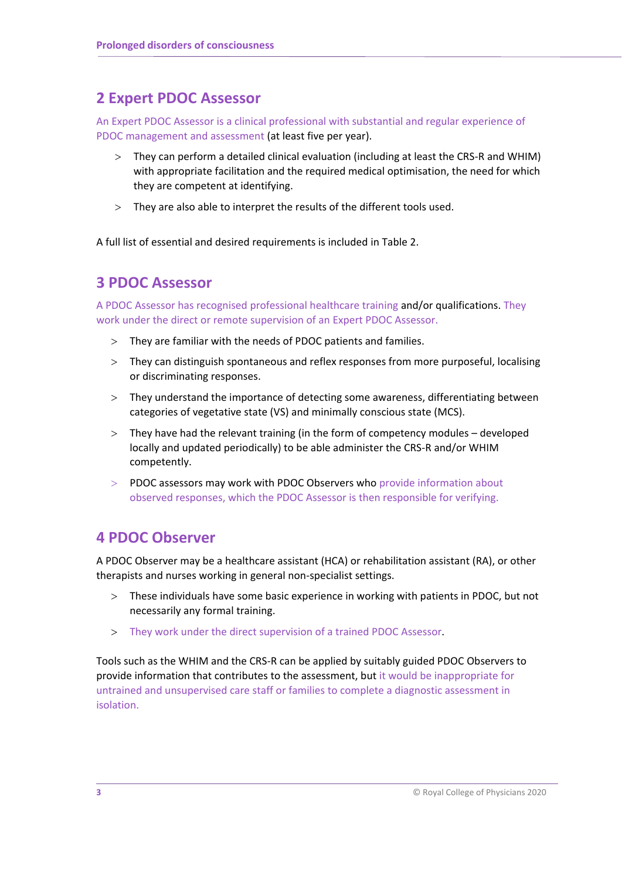## 2 Expert PDOC Assessor

An Expert PDOC Assessor is a clinical professional with substantial and regular experience of PDOC management and assessment (at least five per year).

- They can perform a detailed clinical evaluation (including at least the CRS-R and WHIM) with appropriate facilitation and the required medical optimisation, the need for which they are competent at identifying.
- They are also able to interpret the results of the different tools used.

A full list of essential and desired requirements is included in Table 2.

## 3 PDOC Assessor

A PDOC Assessor has recognised professional healthcare training and/or qualifications. They work under the direct or remote supervision of an Expert PDOC Assessor.

- They are familiar with the needs of PDOC patients and families.
- They can distinguish spontaneous and reflex responses from more purposeful, localising or discriminating responses.
- They understand the importance of detecting some awareness, differentiating between categories of vegetative state (VS) and minimally conscious state (MCS).
- They have had the relevant training (in the form of competency modules – developed locally and updated periodically) to be able administer the CRS-R and/or WHIM competently.
- PDOC assessors may work with PDOC Observers who provide information about observed responses, which the PDOC Assessor is then responsible for verifying.

## 4 PDOC Observer

A PDOC Observer may be a healthcare assistant (HCA) or rehabilitation assistant (RA), or other therapists and nurses working in general non-specialist settings.

- These individuals have some basic experience in working with patients in PDOC, but not necessarily any formal training.
- They work under the direct supervision of a trained PDOC Assessor.

Tools such as the WHIM and the CRS-R can be applied by suitably guided PDOC Observers to provide information that contributes to the assessment, but it would be inappropriate for untrained and unsupervised care staff or families to complete a diagnostic assessment in isolation.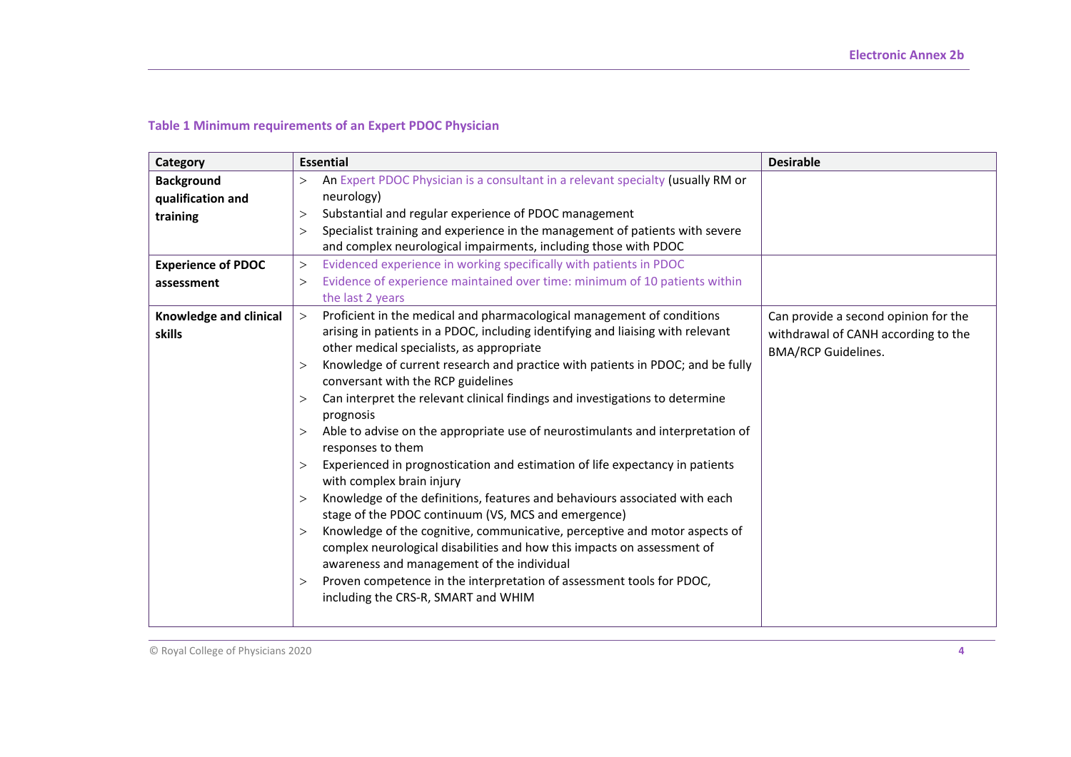### Table 1 Minimum requirements of an Expert PDOC Physician

| Category | Essential | Desirable |
|---|---|---|
| **Background qualification and training** | > An Expert PDOC Physician is a consultant in a relevant specialty (usually RM or neurology)<br>> Substantial and regular experience of PDOC management<br>> Specialist training and experience in the management of patients with severe and complex neurological impairments, including those with PDOC | |
| **Experience of PDOC assessment** | > Evidenced experience in working specifically with patients in PDOC<br>> Evidence of experience maintained over time: minimum of 10 patients within the last 2 years | |
| **Knowledge and clinical skills** | > Proficient in the medical and pharmacological management of conditions arising in patients in a PDOC, including identifying and liaising with relevant other medical specialists, as appropriate<br>> Knowledge of current research and practice with patients in PDOC; and be fully conversant with the RCP guidelines<br>> Can interpret the relevant clinical findings and investigations to determine prognosis<br>> Able to advise on the appropriate use of neurostimulants and interpretation of responses to them<br>> Experienced in prognostication and estimation of life expectancy in patients with complex brain injury<br>> Knowledge of the definitions, features and behaviours associated with each stage of the PDOC continuum (VS, MCS and emergence)<br>> Knowledge of the cognitive, communicative, perceptive and motor aspects of complex neurological disabilities and how this impacts on assessment of awareness and management of the individual<br>> Proven competence in the interpretation of assessment tools for PDOC, including the CRS-R, SMART and WHIM | Can provide a second opinion for the withdrawal of CANH according to the BMA/RCP Guidelines. |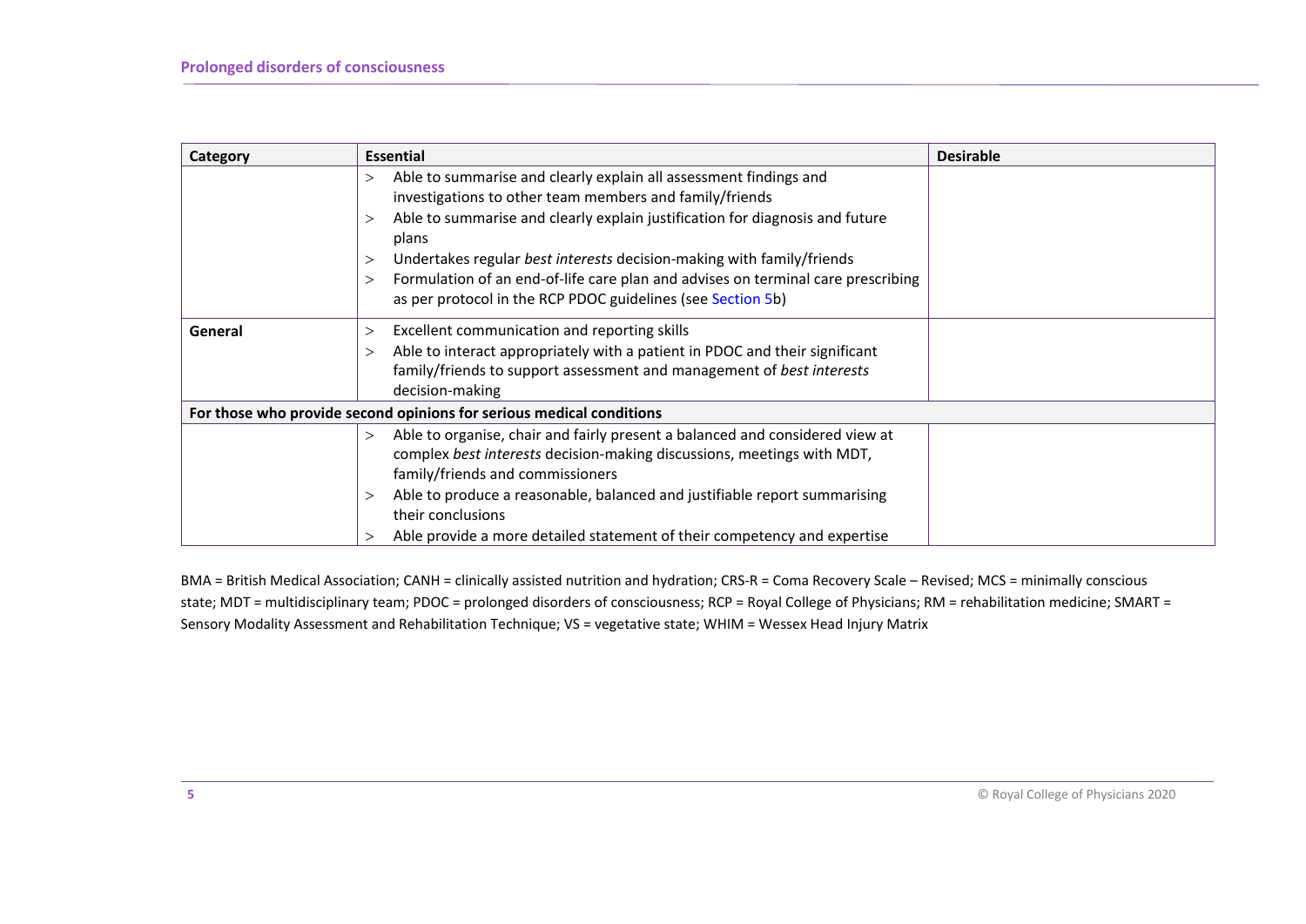| Category | Essential | Desirable |
|---|---|---|
| | > Able to summarise and clearly explain all assessment findings and investigations to other team members and family/friends<br>> Able to summarise and clearly explain justification for diagnosis and future plans<br>> Undertakes regular *best interests* decision-making with family/friends<br>> Formulation of an end-of-life care plan and advises on terminal care prescribing as per protocol in the RCP PDOC guidelines (see Section 5b) | |
| **General** | > Excellent communication and reporting skills<br>> Able to interact appropriately with a patient in PDOC and their significant family/friends to support assessment and management of *best interests* decision-making | |
| **For those who provide second opinions for serious medical conditions** | | |
| | > Able to organise, chair and fairly present a balanced and considered view at complex *best interests* decision-making discussions, meetings with MDT, family/friends and commissioners<br>> Able to produce a reasonable, balanced and justifiable report summarising their conclusions<br>> Able provide a more detailed statement of their competency and expertise | |

BMA = British Medical Association; CANH = clinically assisted nutrition and hydration; CRS-R = Coma Recovery Scale – Revised; MCS = minimally conscious state; MDT = multidisciplinary team; PDOC = prolonged disorders of consciousness; RCP = Royal College of Physicians; RM = rehabilitation medicine; SMART = Sensory Modality Assessment and Rehabilitation Technique; VS = vegetative state; WHIM = Wessex Head Injury Matrix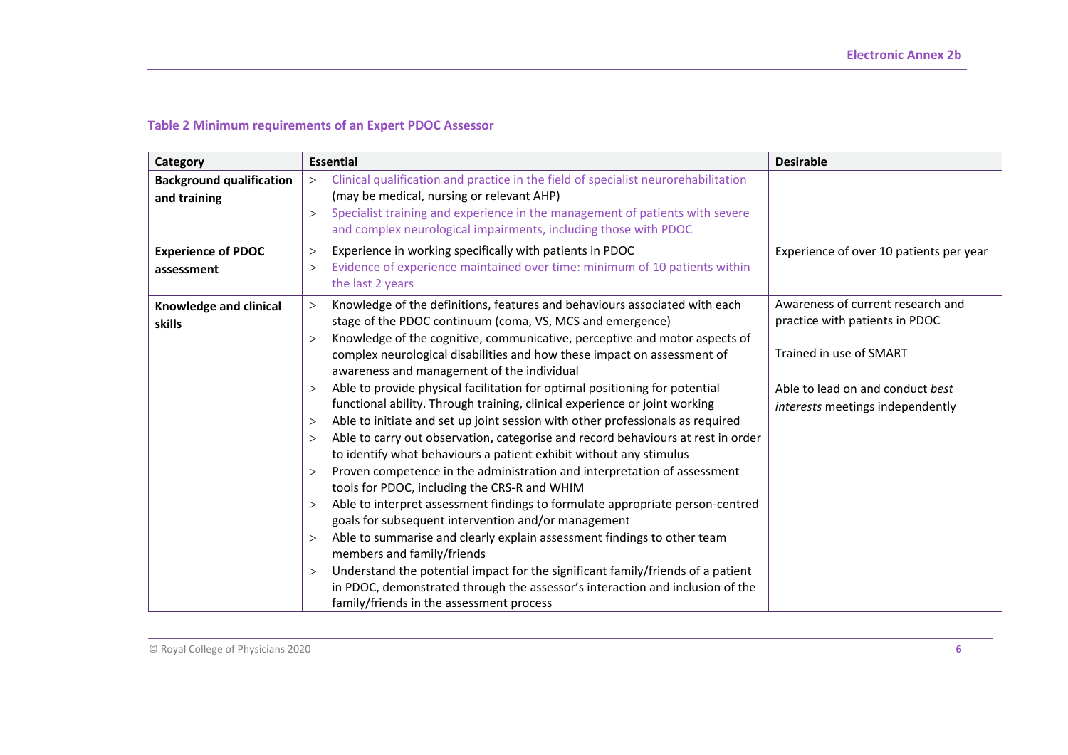**Table 2 Minimum requirements of an Expert PDOC Assessor**

| Category | Essential | Desirable |
|---|---|---|
| **Background qualification and training** | > Clinical qualification and practice in the field of specialist neurorehabilitation (may be medical, nursing or relevant AHP)<br>> Specialist training and experience in the management of patients with severe and complex neurological impairments, including those with PDOC | |
| **Experience of PDOC assessment** | > Experience in working specifically with patients in PDOC<br>> Evidence of experience maintained over time: minimum of 10 patients within the last 2 years | Experience of over 10 patients per year |
| **Knowledge and clinical skills** | > Knowledge of the definitions, features and behaviours associated with each stage of the PDOC continuum (coma, VS, MCS and emergence)<br>> Knowledge of the cognitive, communicative, perceptive and motor aspects of complex neurological disabilities and how these impact on assessment of awareness and management of the individual<br>> Able to provide physical facilitation for optimal positioning for potential functional ability. Through training, clinical experience or joint working<br>> Able to initiate and set up joint session with other professionals as required<br>> Able to carry out observation, categorise and record behaviours at rest in order to identify what behaviours a patient exhibit without any stimulus<br>> Proven competence in the administration and interpretation of assessment tools for PDOC, including the CRS-R and WHIM<br>> Able to interpret assessment findings to formulate appropriate person-centred goals for subsequent intervention and/or management<br>> Able to summarise and clearly explain assessment findings to other team members and family/friends<br>> Understand the potential impact for the significant family/friends of a patient in PDOC, demonstrated through the assessor's interaction and inclusion of the family/friends in the assessment process | Awareness of current research and practice with patients in PDOC<br><br>Trained in use of SMART<br><br>Able to lead on and conduct *best interests* meetings independently |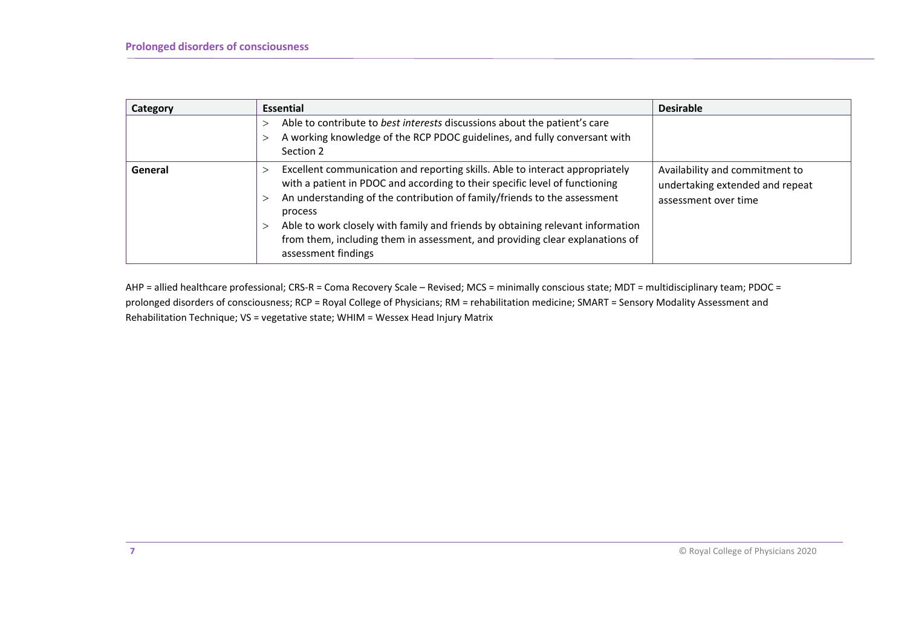| Category | Essential | Desirable |
|---|---|---|
| | > Able to contribute to *best interests* discussions about the patient's care<br>> A working knowledge of the RCP PDOC guidelines, and fully conversant with Section 2 | |
| **General** | > Excellent communication and reporting skills. Able to interact appropriately with a patient in PDOC and according to their specific level of functioning<br>> An understanding of the contribution of family/friends to the assessment process<br>> Able to work closely with family and friends by obtaining relevant information from them, including them in assessment, and providing clear explanations of assessment findings | Availability and commitment to undertaking extended and repeat assessment over time |

AHP = allied healthcare professional; CRS-R = Coma Recovery Scale – Revised; MCS = minimally conscious state; MDT = multidisciplinary team; PDOC = prolonged disorders of consciousness; RCP = Royal College of Physicians; RM = rehabilitation medicine; SMART = Sensory Modality Assessment and Rehabilitation Technique; VS = vegetative state; WHIM = Wessex Head Injury Matrix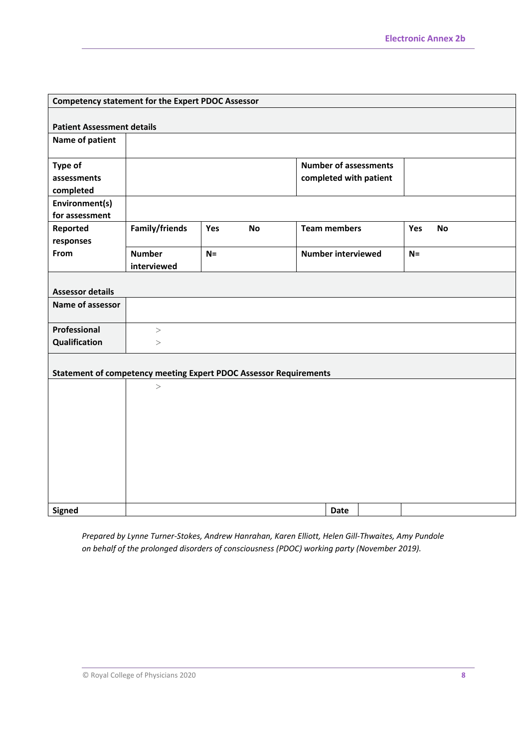| Competency statement for the Expert PDOC Assessor | | | | | | |
|---|---|---|---|---|---|---|
| **Patient Assessment details** | | | | | | |
| **Name of patient** | | | | | | |
| **Type of assessments completed** | | | **Number of assessments completed with patient** | | | |
| **Environment(s) for assessment** | | | | | | |
| **Reported responses From** | **Family/friends** | **Yes No** | **Team members** | | **Yes No** | |
| | **Number interviewed** | **N=** | **Number interviewed** | | **N=** | |
| **Assessor details** | | | | | | |
| **Name of assessor** | | | | | | |
| **Professional Qualification** | > <br> > | | | | | |
| **Statement of competency meeting Expert PDOC Assessor Requirements** | | | | | | |
| | > | | | | | |
| **Signed** | | | | **Date** | | |

*Prepared by Lynne Turner-Stokes, Andrew Hanrahan, Karen Elliott, Helen Gill-Thwaites, Amy Pundole on behalf of the prolonged disorders of consciousness (PDOC) working party (November 2019).*